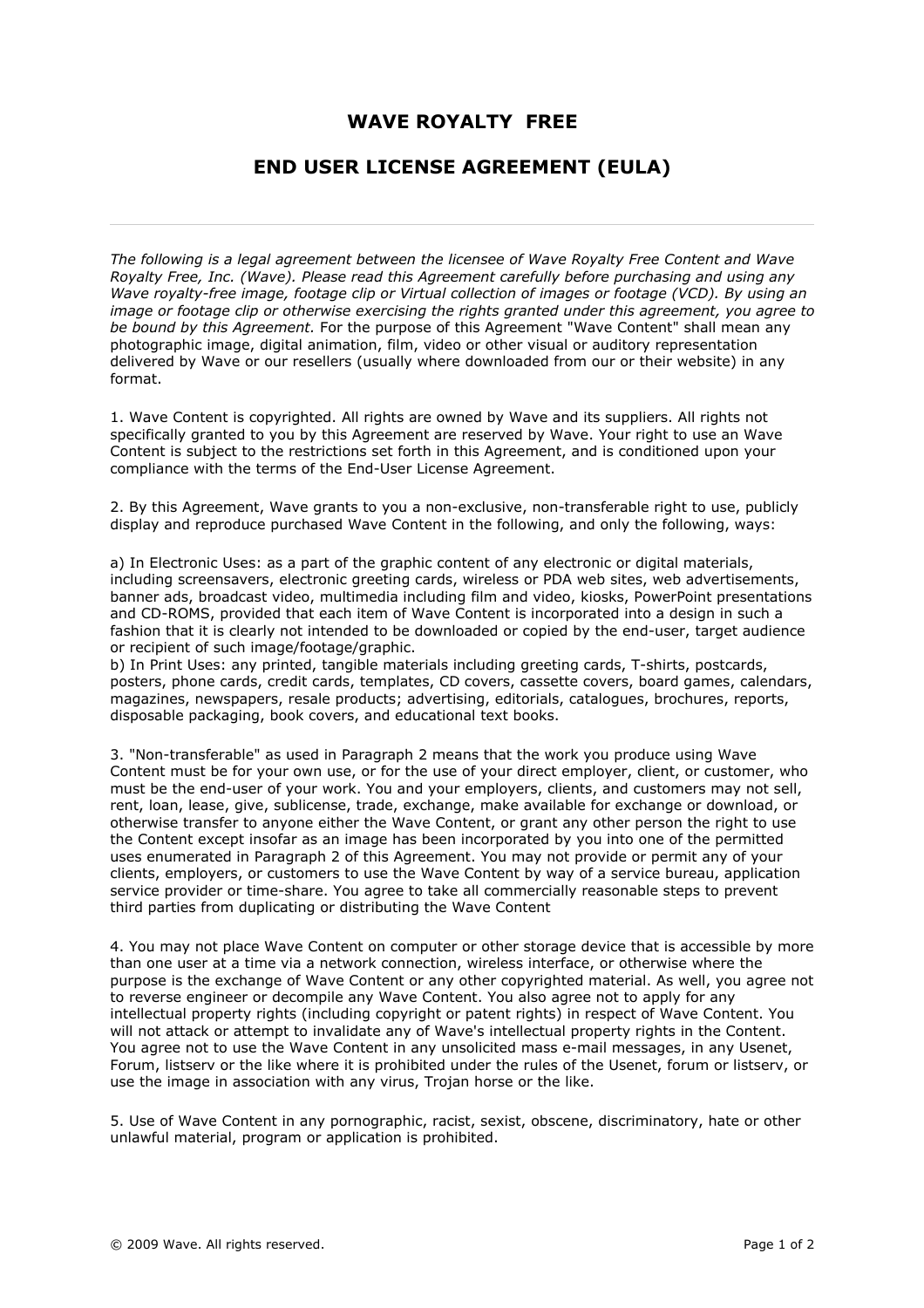# WAVE ROYALTY FREE

## END USER LICENSE AGREEMENT (EULA)

---

*The following is a legal agreement between the licensee of Wave Royalty Free Content and Wave Royalty Free, Inc. (Wave). Please read this Agreement carefully before purchasing and using any Wave royalty-free image, footage clip or Virtual collection of images or footage (VCD). By using an image or footage clip or otherwise exercising the rights granted under this agreement, you agree to be bound by this Agreement.* For the purpose of this Agreement "Wave Content" shall mean any photographic image, digital animation, film, video or other visual or auditory representation delivered by Wave or our resellers (usually where downloaded from our or their website) in any format.

1. Wave Content is copyrighted. All rights are owned by Wave and its suppliers. All rights not specifically granted to you by this Agreement are reserved by Wave. Your right to use an Wave Content is subject to the restrictions set forth in this Agreement, and is conditioned upon your compliance with the terms of the End-User License Agreement.

2. By this Agreement, Wave grants to you a non-exclusive, non-transferable right to use, publicly display and reproduce purchased Wave Content in the following, and only the following, ways:

a) In Electronic Uses: as a part of the graphic content of any electronic or digital materials, including screensavers, electronic greeting cards, wireless or PDA web sites, web advertisements, banner ads, broadcast video, multimedia including film and video, kiosks, PowerPoint presentations and CD-ROMS, provided that each item of Wave Content is incorporated into a design in such a fashion that it is clearly not intended to be downloaded or copied by the end-user, target audience or recipient of such image/footage/graphic.
b) In Print Uses: any printed, tangible materials including greeting cards, T-shirts, postcards, posters, phone cards, credit cards, templates, CD covers, cassette covers, board games, calendars, magazines, newspapers, resale products; advertising, editorials, catalogues, brochures, reports, disposable packaging, book covers, and educational text books.

3. "Non-transferable" as used in Paragraph 2 means that the work you produce using Wave Content must be for your own use, or for the use of your direct employer, client, or customer, who must be the end-user of your work. You and your employers, clients, and customers may not sell, rent, loan, lease, give, sublicense, trade, exchange, make available for exchange or download, or otherwise transfer to anyone either the Wave Content, or grant any other person the right to use the Content except insofar as an image has been incorporated by you into one of the permitted uses enumerated in Paragraph 2 of this Agreement. You may not provide or permit any of your clients, employers, or customers to use the Wave Content by way of a service bureau, application service provider or time-share. You agree to take all commercially reasonable steps to prevent third parties from duplicating or distributing the Wave Content

4. You may not place Wave Content on computer or other storage device that is accessible by more than one user at a time via a network connection, wireless interface, or otherwise where the purpose is the exchange of Wave Content or any other copyrighted material. As well, you agree not to reverse engineer or decompile any Wave Content. You also agree not to apply for any intellectual property rights (including copyright or patent rights) in respect of Wave Content. You will not attack or attempt to invalidate any of Wave's intellectual property rights in the Content. You agree not to use the Wave Content in any unsolicited mass e-mail messages, in any Usenet, Forum, listserv or the like where it is prohibited under the rules of the Usenet, forum or listserv, or use the image in association with any virus, Trojan horse or the like.

5. Use of Wave Content in any pornographic, racist, sexist, obscene, discriminatory, hate or other unlawful material, program or application is prohibited.

© 2009 Wave. All rights reserved.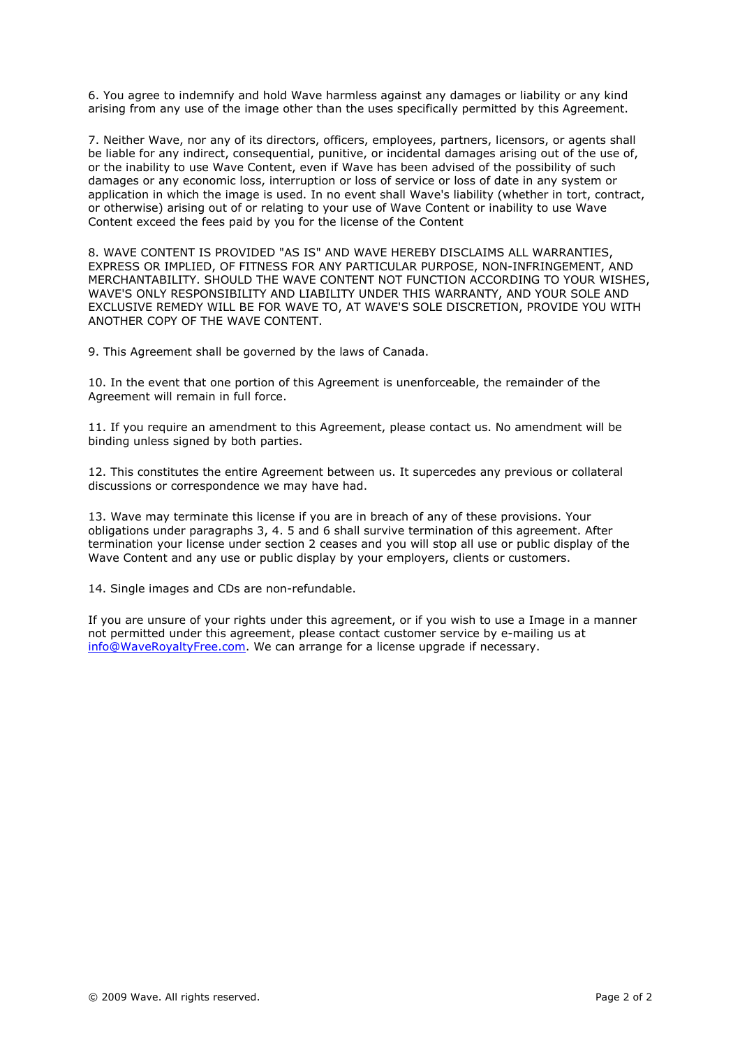6. You agree to indemnify and hold Wave harmless against any damages or liability or any kind arising from any use of the image other than the uses specifically permitted by this Agreement.

7. Neither Wave, nor any of its directors, officers, employees, partners, licensors, or agents shall be liable for any indirect, consequential, punitive, or incidental damages arising out of the use of, or the inability to use Wave Content, even if Wave has been advised of the possibility of such damages or any economic loss, interruption or loss of service or loss of date in any system or application in which the image is used. In no event shall Wave's liability (whether in tort, contract, or otherwise) arising out of or relating to your use of Wave Content or inability to use Wave Content exceed the fees paid by you for the license of the Content

8. WAVE CONTENT IS PROVIDED "AS IS" AND WAVE HEREBY DISCLAIMS ALL WARRANTIES, EXPRESS OR IMPLIED, OF FITNESS FOR ANY PARTICULAR PURPOSE, NON-INFRINGEMENT, AND MERCHANTABILITY. SHOULD THE WAVE CONTENT NOT FUNCTION ACCORDING TO YOUR WISHES, WAVE'S ONLY RESPONSIBILITY AND LIABILITY UNDER THIS WARRANTY, AND YOUR SOLE AND EXCLUSIVE REMEDY WILL BE FOR WAVE TO, AT WAVE'S SOLE DISCRETION, PROVIDE YOU WITH ANOTHER COPY OF THE WAVE CONTENT.

9. This Agreement shall be governed by the laws of Canada.

10. In the event that one portion of this Agreement is unenforceable, the remainder of the Agreement will remain in full force.

11. If you require an amendment to this Agreement, please contact us. No amendment will be binding unless signed by both parties.

12. This constitutes the entire Agreement between us. It supercedes any previous or collateral discussions or correspondence we may have had.

13. Wave may terminate this license if you are in breach of any of these provisions. Your obligations under paragraphs 3, 4. 5 and 6 shall survive termination of this agreement. After termination your license under section 2 ceases and you will stop all use or public display of the Wave Content and any use or public display by your employers, clients or customers.

14. Single images and CDs are non-refundable.

If you are unsure of your rights under this agreement, or if you wish to use a Image in a manner not permitted under this agreement, please contact customer service by e-mailing us at info@WaveRoyaltyFree.com. We can arrange for a license upgrade if necessary.

© 2009 Wave. All rights reserved.